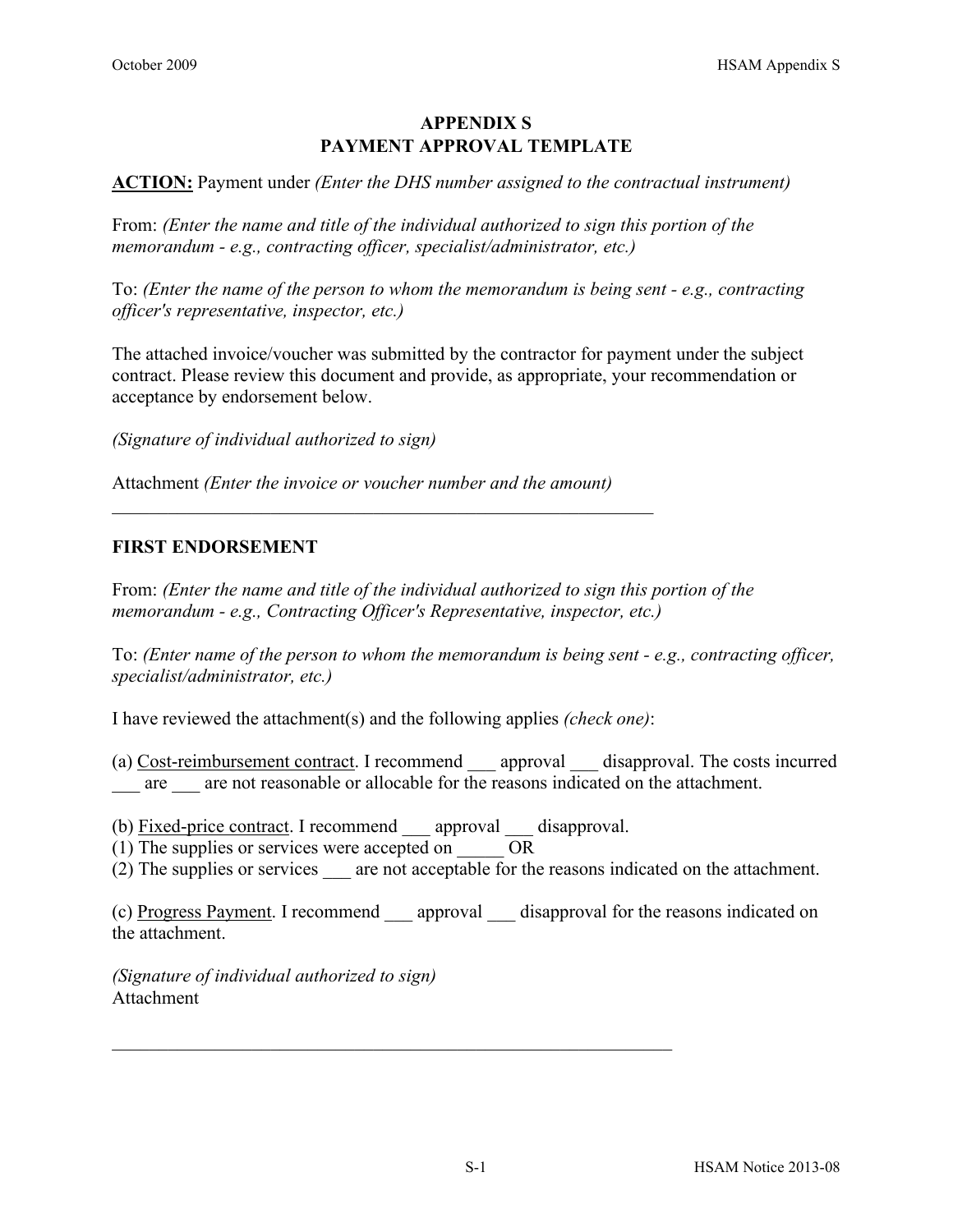# APPENDIX S
# PAYMENT APPROVAL TEMPLATE

<u>**ACTION:**</u> Payment under *(Enter the DHS number assigned to the contractual instrument)*

From: *(Enter the name and title of the individual authorized to sign this portion of the memorandum - e.g., contracting officer, specialist/administrator, etc.)*

To: *(Enter the name of the person to whom the memorandum is being sent - e.g., contracting officer's representative, inspector, etc.)*

The attached invoice/voucher was submitted by the contractor for payment under the subject contract. Please review this document and provide, as appropriate, your recommendation or acceptance by endorsement below.

*(Signature of individual authorized to sign)*

Attachment *(Enter the invoice or voucher number and the amount)*

---

## FIRST ENDORSEMENT

From: *(Enter the name and title of the individual authorized to sign this portion of the memorandum - e.g., Contracting Officer's Representative, inspector, etc.)*

To: *(Enter name of the person to whom the memorandum is being sent - e.g., contracting officer, specialist/administrator, etc.)*

I have reviewed the attachment(s) and the following applies *(check one)*:

(a) <u>Cost-reimbursement contract</u>. I recommend ___ approval ___ disapproval. The costs incurred ___ are ___ are not reasonable or allocable for the reasons indicated on the attachment.

(b) <u>Fixed-price contract</u>. I recommend ___ approval ___ disapproval.
(1) The supplies or services were accepted on _____ OR
(2) The supplies or services ___ are not acceptable for the reasons indicated on the attachment.

(c) <u>Progress Payment</u>. I recommend ___ approval ___ disapproval for the reasons indicated on the attachment.

*(Signature of individual authorized to sign)*
Attachment

---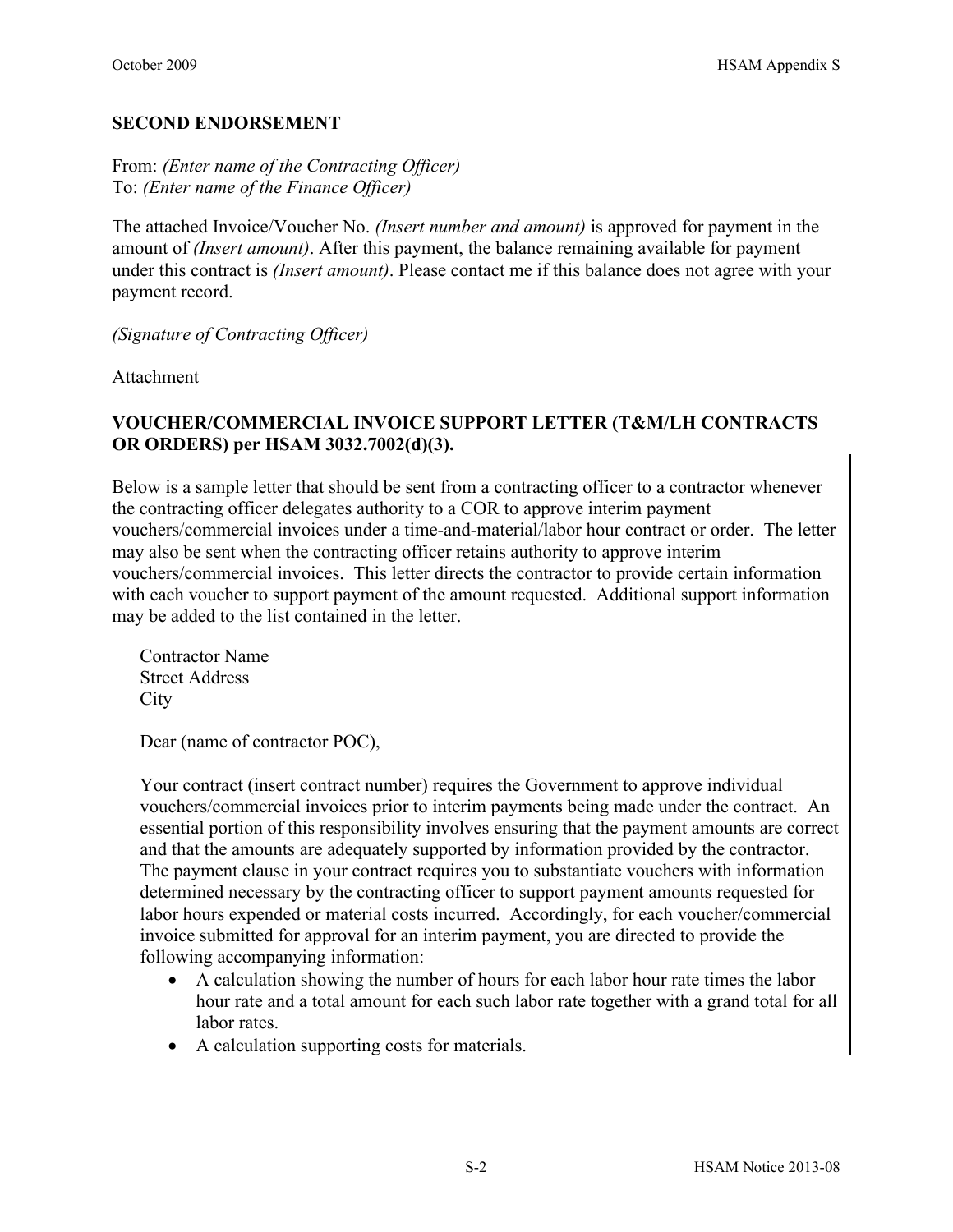**SECOND ENDORSEMENT**

From: *(Enter name of the Contracting Officer)*
To: *(Enter name of the Finance Officer)*

The attached Invoice/Voucher No. *(Insert number and amount)* is approved for payment in the amount of *(Insert amount)*. After this payment, the balance remaining available for payment under this contract is *(Insert amount)*. Please contact me if this balance does not agree with your payment record.

*(Signature of Contracting Officer)*

Attachment

**VOUCHER/COMMERCIAL INVOICE SUPPORT LETTER (T&M/LH CONTRACTS OR ORDERS) per HSAM 3032.7002(d)(3).**

Below is a sample letter that should be sent from a contracting officer to a contractor whenever the contracting officer delegates authority to a COR to approve interim payment vouchers/commercial invoices under a time-and-material/labor hour contract or order. The letter may also be sent when the contracting officer retains authority to approve interim vouchers/commercial invoices. This letter directs the contractor to provide certain information with each voucher to support payment of the amount requested. Additional support information may be added to the list contained in the letter.

Contractor Name
Street Address
City

Dear (name of contractor POC),

Your contract (insert contract number) requires the Government to approve individual vouchers/commercial invoices prior to interim payments being made under the contract. An essential portion of this responsibility involves ensuring that the payment amounts are correct and that the amounts are adequately supported by information provided by the contractor. The payment clause in your contract requires you to substantiate vouchers with information determined necessary by the contracting officer to support payment amounts requested for labor hours expended or material costs incurred. Accordingly, for each voucher/commercial invoice submitted for approval for an interim payment, you are directed to provide the following accompanying information:

- A calculation showing the number of hours for each labor hour rate times the labor hour rate and a total amount for each such labor rate together with a grand total for all labor rates.
- A calculation supporting costs for materials.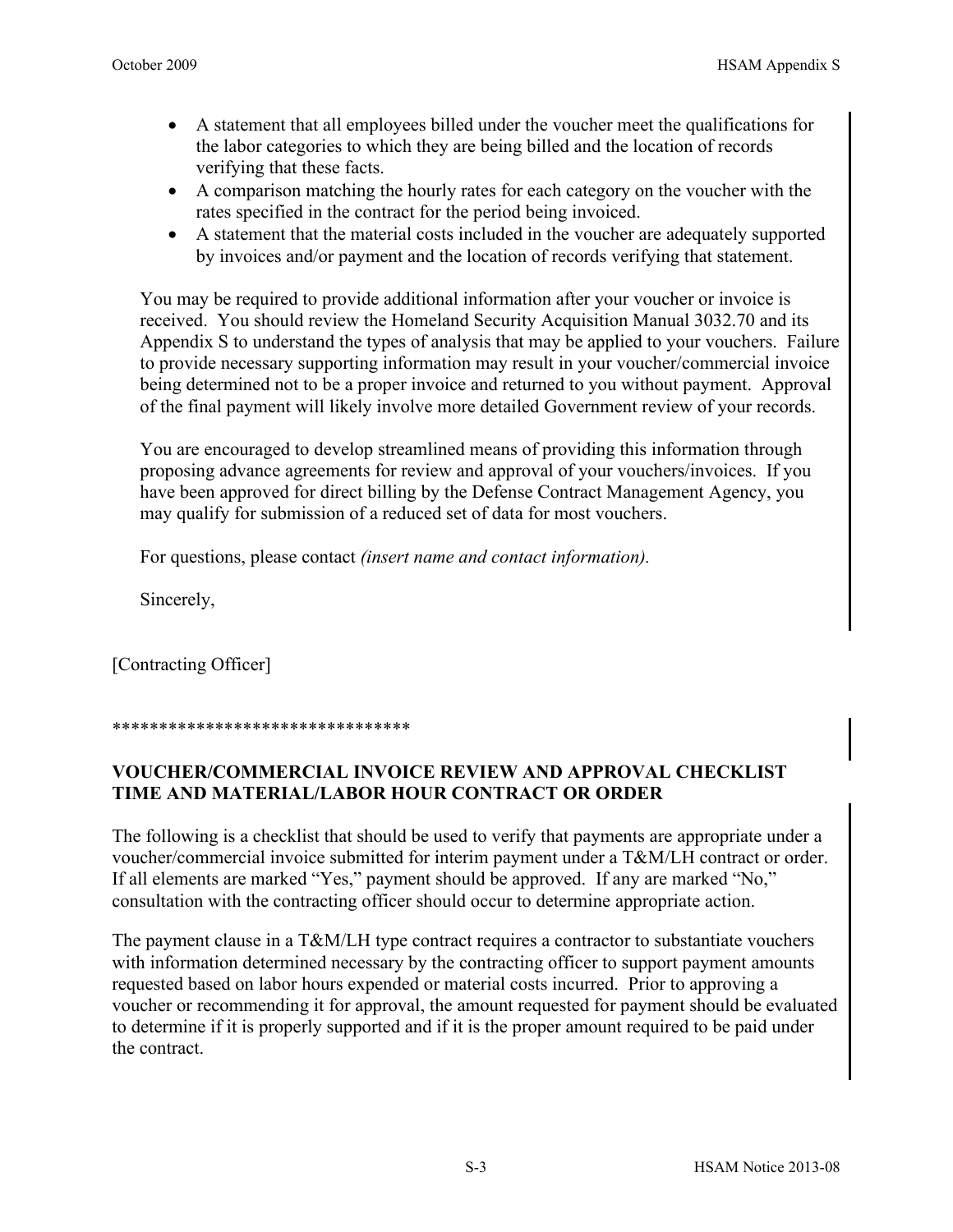- A statement that all employees billed under the voucher meet the qualifications for the labor categories to which they are being billed and the location of records verifying that these facts.
- A comparison matching the hourly rates for each category on the voucher with the rates specified in the contract for the period being invoiced.
- A statement that the material costs included in the voucher are adequately supported by invoices and/or payment and the location of records verifying that statement.

You may be required to provide additional information after your voucher or invoice is received. You should review the Homeland Security Acquisition Manual 3032.70 and its Appendix S to understand the types of analysis that may be applied to your vouchers. Failure to provide necessary supporting information may result in your voucher/commercial invoice being determined not to be a proper invoice and returned to you without payment. Approval of the final payment will likely involve more detailed Government review of your records.

You are encouraged to develop streamlined means of providing this information through proposing advance agreements for review and approval of your vouchers/invoices. If you have been approved for direct billing by the Defense Contract Management Agency, you may qualify for submission of a reduced set of data for most vouchers.

For questions, please contact *(insert name and contact information).*

Sincerely,

[Contracting Officer]

********************************

**VOUCHER/COMMERCIAL INVOICE REVIEW AND APPROVAL CHECKLIST TIME AND MATERIAL/LABOR HOUR CONTRACT OR ORDER**

The following is a checklist that should be used to verify that payments are appropriate under a voucher/commercial invoice submitted for interim payment under a T&M/LH contract or order. If all elements are marked "Yes," payment should be approved. If any are marked "No," consultation with the contracting officer should occur to determine appropriate action.

The payment clause in a T&M/LH type contract requires a contractor to substantiate vouchers with information determined necessary by the contracting officer to support payment amounts requested based on labor hours expended or material costs incurred. Prior to approving a voucher or recommending it for approval, the amount requested for payment should be evaluated to determine if it is properly supported and if it is the proper amount required to be paid under the contract.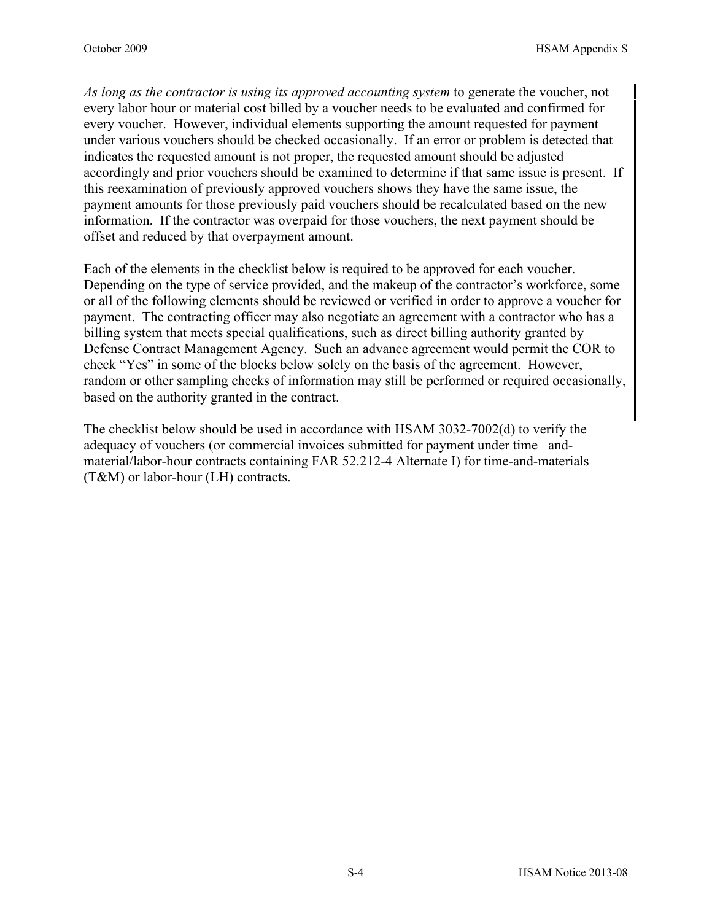*As long as the contractor is using its approved accounting system* to generate the voucher, not every labor hour or material cost billed by a voucher needs to be evaluated and confirmed for every voucher. However, individual elements supporting the amount requested for payment under various vouchers should be checked occasionally. If an error or problem is detected that indicates the requested amount is not proper, the requested amount should be adjusted accordingly and prior vouchers should be examined to determine if that same issue is present. If this reexamination of previously approved vouchers shows they have the same issue, the payment amounts for those previously paid vouchers should be recalculated based on the new information. If the contractor was overpaid for those vouchers, the next payment should be offset and reduced by that overpayment amount.

Each of the elements in the checklist below is required to be approved for each voucher. Depending on the type of service provided, and the makeup of the contractor's workforce, some or all of the following elements should be reviewed or verified in order to approve a voucher for payment. The contracting officer may also negotiate an agreement with a contractor who has a billing system that meets special qualifications, such as direct billing authority granted by Defense Contract Management Agency. Such an advance agreement would permit the COR to check "Yes" in some of the blocks below solely on the basis of the agreement. However, random or other sampling checks of information may still be performed or required occasionally, based on the authority granted in the contract.

The checklist below should be used in accordance with HSAM 3032-7002(d) to verify the adequacy of vouchers (or commercial invoices submitted for payment under time –and-material/labor-hour contracts containing FAR 52.212-4 Alternate I) for time-and-materials (T&M) or labor-hour (LH) contracts.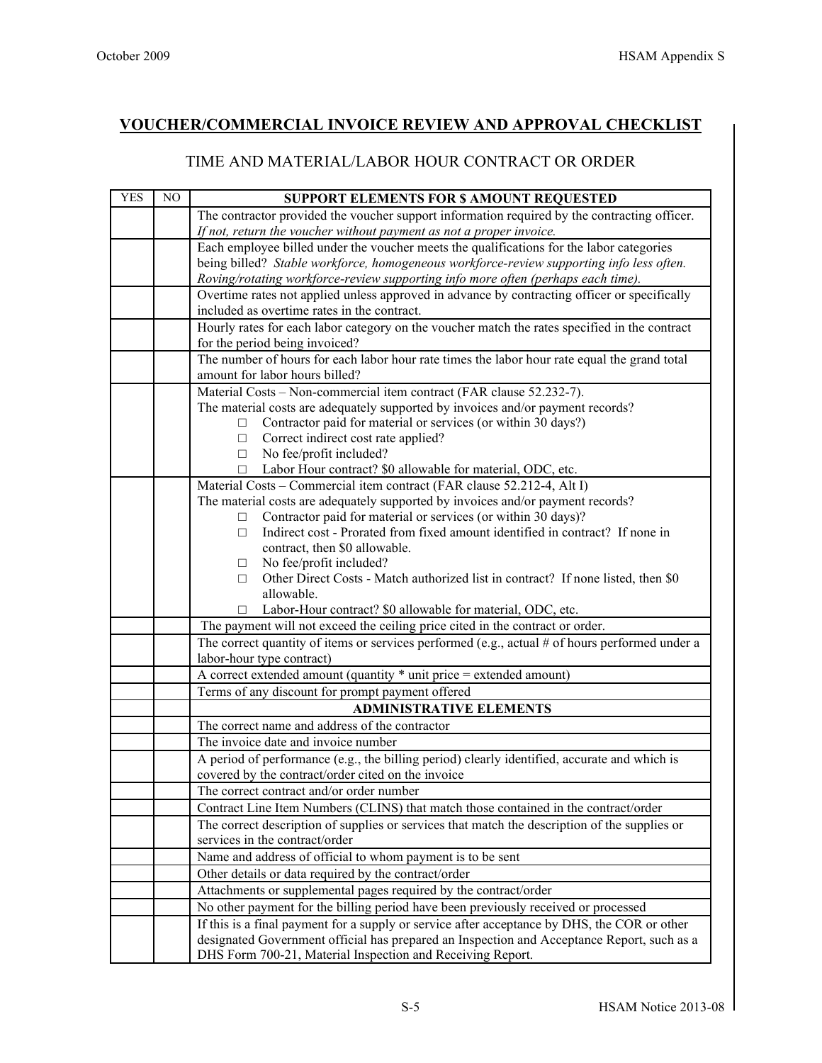## VOUCHER/COMMERCIAL INVOICE REVIEW AND APPROVAL CHECKLIST

### TIME AND MATERIAL/LABOR HOUR CONTRACT OR ORDER

| YES | NO | SUPPORT ELEMENTS FOR $ AMOUNT REQUESTED |
|---|---|---|
| | | The contractor provided the voucher support information required by the contracting officer. *If not, return the voucher without payment as not a proper invoice.* |
| | | Each employee billed under the voucher meets the qualifications for the labor categories being billed? *Stable workforce, homogeneous workforce-review supporting info less often. Roving/rotating workforce-review supporting info more often (perhaps each time).* |
| | | Overtime rates not applied unless approved in advance by contracting officer or specifically included as overtime rates in the contract. |
| | | Hourly rates for each labor category on the voucher match the rates specified in the contract for the period being invoiced? |
| | | The number of hours for each labor hour rate times the labor hour rate equal the grand total amount for labor hours billed? |
| | | Material Costs – Non-commercial item contract (FAR clause 52.232-7).<br>The material costs are adequately supported by invoices and/or payment records?<br>□ Contractor paid for material or services (or within 30 days?)<br>□ Correct indirect cost rate applied?<br>□ No fee/profit included?<br>□ Labor Hour contract? $0 allowable for material, ODC, etc. |
| | | Material Costs – Commercial item contract (FAR clause 52.212-4, Alt I)<br>The material costs are adequately supported by invoices and/or payment records?<br>□ Contractor paid for material or services (or within 30 days)?<br>□ Indirect cost - Prorated from fixed amount identified in contract? If none in contract, then $0 allowable.<br>□ No fee/profit included?<br>□ Other Direct Costs - Match authorized list in contract? If none listed, then $0 allowable.<br>□ Labor-Hour contract? $0 allowable for material, ODC, etc. |
| | | The payment will not exceed the ceiling price cited in the contract or order. |
| | | The correct quantity of items or services performed (e.g., actual # of hours performed under a labor-hour type contract) |
| | | A correct extended amount (quantity * unit price = extended amount) |
| | | Terms of any discount for prompt payment offered |
| | | **ADMINISTRATIVE ELEMENTS** |
| | | The correct name and address of the contractor |
| | | The invoice date and invoice number |
| | | A period of performance (e.g., the billing period) clearly identified, accurate and which is covered by the contract/order cited on the invoice |
| | | The correct contract and/or order number |
| | | Contract Line Item Numbers (CLINS) that match those contained in the contract/order |
| | | The correct description of supplies or services that match the description of the supplies or services in the contract/order |
| | | Name and address of official to whom payment is to be sent |
| | | Other details or data required by the contract/order |
| | | Attachments or supplemental pages required by the contract/order |
| | | No other payment for the billing period have been previously received or processed |
| | | If this is a final payment for a supply or service after acceptance by DHS, the COR or other designated Government official has prepared an Inspection and Acceptance Report, such as a DHS Form 700-21, Material Inspection and Receiving Report. |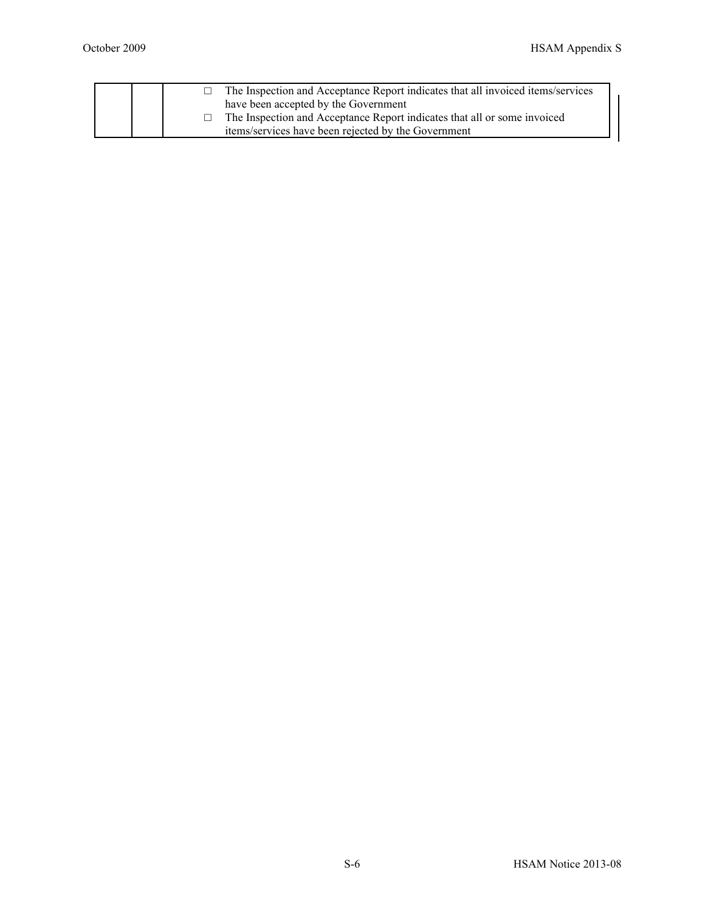| | | |
|---|---|---|
| | | ☐ The Inspection and Acceptance Report indicates that all invoiced items/services have been accepted by the Government<br>☐ The Inspection and Acceptance Report indicates that all or some invoiced items/services have been rejected by the Government |